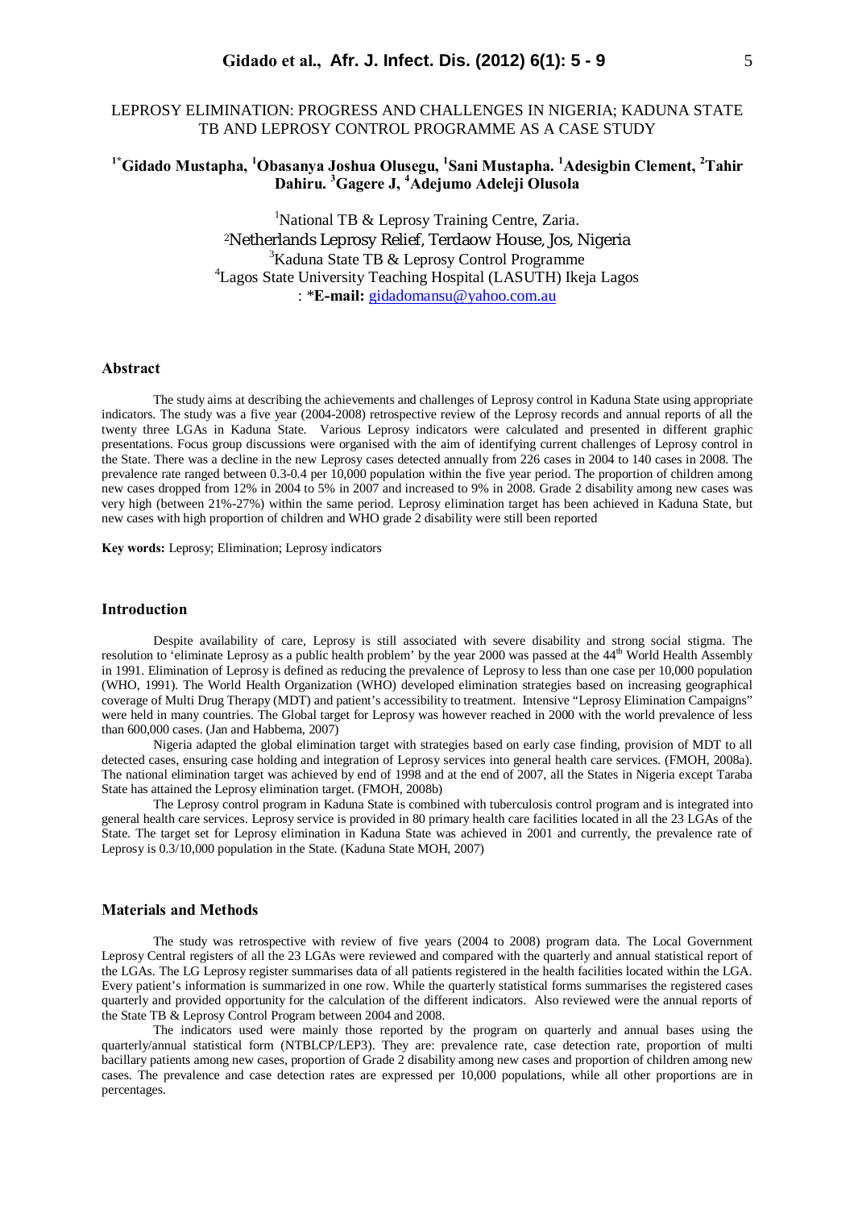# LEPROSY ELIMINATION: PROGRESS AND CHALLENGES IN NIGERIA; KADUNA STATE TB AND LEPROSY CONTROL PROGRAMME AS A CASE STUDY

**[1*]Gidado Mustapha, [1]Obasanya Joshua Olusegu, [1]Sani Mustapha. [1]Adesigbin Clement, [2]Tahir Dahiru. [3]Gagere J, [4]Adejumo Adeleji Olusola**

[1]National TB & Leprosy Training Centre, Zaria.
[2]Netherlands Leprosy Relief, Terdaow House, Jos, Nigeria
[3]Kaduna State TB & Leprosy Control Programme
[4]Lagos State University Teaching Hospital (LASUTH) Ikeja Lagos
: ***E-mail:** gidadomansu@yahoo.com.au

## Abstract

The study aims at describing the achievements and challenges of Leprosy control in Kaduna State using appropriate indicators. The study was a five year (2004-2008) retrospective review of the Leprosy records and annual reports of all the twenty three LGAs in Kaduna State. Various Leprosy indicators were calculated and presented in different graphic presentations. Focus group discussions were organised with the aim of identifying current challenges of Leprosy control in the State. There was a decline in the new Leprosy cases detected annually from 226 cases in 2004 to 140 cases in 2008. The prevalence rate ranged between 0.3-0.4 per 10,000 population within the five year period. The proportion of children among new cases dropped from 12% in 2004 to 5% in 2007 and increased to 9% in 2008. Grade 2 disability among new cases was very high (between 21%-27%) within the same period. Leprosy elimination target has been achieved in Kaduna State, but new cases with high proportion of children and WHO grade 2 disability were still been reported

**Key words:** Leprosy; Elimination; Leprosy indicators

## Introduction

Despite availability of care, Leprosy is still associated with severe disability and strong social stigma. The resolution to 'eliminate Leprosy as a public health problem' by the year 2000 was passed at the 44th World Health Assembly in 1991. Elimination of Leprosy is defined as reducing the prevalence of Leprosy to less than one case per 10,000 population (WHO, 1991). The World Health Organization (WHO) developed elimination strategies based on increasing geographical coverage of Multi Drug Therapy (MDT) and patient's accessibility to treatment. Intensive "Leprosy Elimination Campaigns" were held in many countries. The Global target for Leprosy was however reached in 2000 with the world prevalence of less than 600,000 cases. (Jan and Habbema, 2007)

Nigeria adapted the global elimination target with strategies based on early case finding, provision of MDT to all detected cases, ensuring case holding and integration of Leprosy services into general health care services. (FMOH, 2008a). The national elimination target was achieved by end of 1998 and at the end of 2007, all the States in Nigeria except Taraba State has attained the Leprosy elimination target. (FMOH, 2008b)

The Leprosy control program in Kaduna State is combined with tuberculosis control program and is integrated into general health care services. Leprosy service is provided in 80 primary health care facilities located in all the 23 LGAs of the State. The target set for Leprosy elimination in Kaduna State was achieved in 2001 and currently, the prevalence rate of Leprosy is 0.3/10,000 population in the State. (Kaduna State MOH, 2007)

## Materials and Methods

The study was retrospective with review of five years (2004 to 2008) program data. The Local Government Leprosy Central registers of all the 23 LGAs were reviewed and compared with the quarterly and annual statistical report of the LGAs. The LG Leprosy register summarises data of all patients registered in the health facilities located within the LGA. Every patient's information is summarized in one row. While the quarterly statistical forms summarises the registered cases quarterly and provided opportunity for the calculation of the different indicators. Also reviewed were the annual reports of the State TB & Leprosy Control Program between 2004 and 2008.

The indicators used were mainly those reported by the program on quarterly and annual bases using the quarterly/annual statistical form (NTBLCP/LEP3). They are: prevalence rate, case detection rate, proportion of multi bacillary patients among new cases, proportion of Grade 2 disability among new cases and proportion of children among new cases. The prevalence and case detection rates are expressed per 10,000 populations, while all other proportions are in percentages.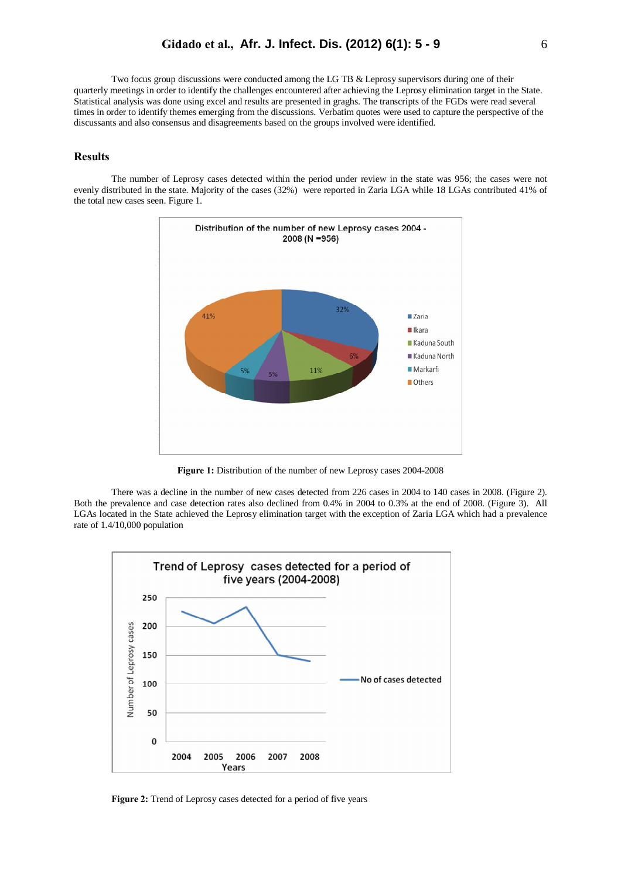Two focus group discussions were conducted among the LG TB & Leprosy supervisors during one of their quarterly meetings in order to identify the challenges encountered after achieving the Leprosy elimination target in the State. Statistical analysis was done using excel and results are presented in graghs. The transcripts of the FGDs were read several times in order to identify themes emerging from the discussions. Verbatim quotes were used to capture the perspective of the discussants and also consensus and disagreements based on the groups involved were identified.

## Results

The number of Leprosy cases detected within the period under review in the state was 956; the cases were not evenly distributed in the state. Majority of the cases (32%) were reported in Zaria LGA while 18 LGAs contributed 41% of the total new cases seen. Figure 1.

**Figure 1:** Distribution of the number of new Leprosy cases 2004-2008

There was a decline in the number of new cases detected from 226 cases in 2004 to 140 cases in 2008. (Figure 2). Both the prevalence and case detection rates also declined from 0.4% in 2004 to 0.3% at the end of 2008. (Figure 3). All LGAs located in the State achieved the Leprosy elimination target with the exception of Zaria LGA which had a prevalence rate of 1.4/10,000 population

**Figure 2:** Trend of Leprosy cases detected for a period of five years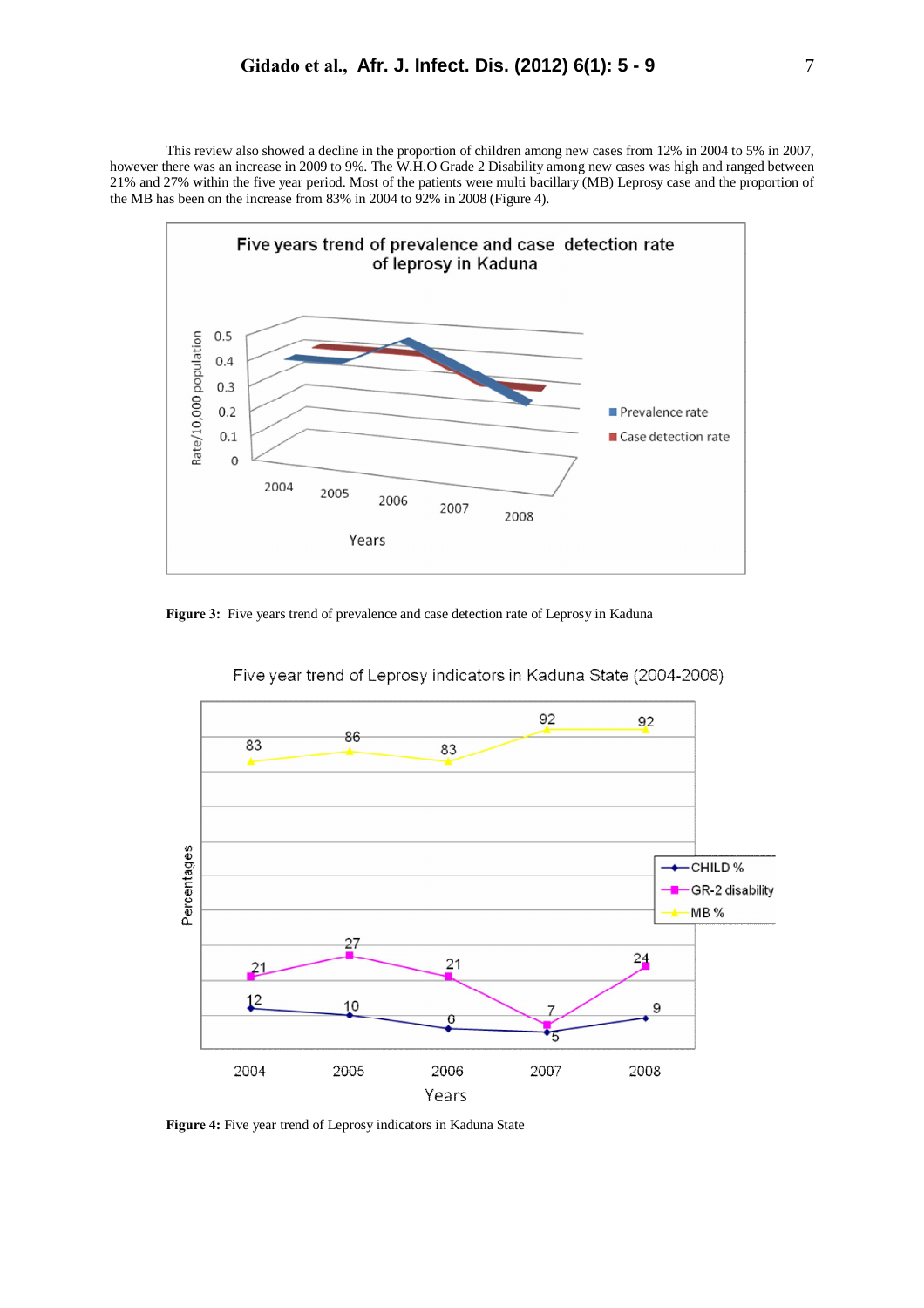This review also showed a decline in the proportion of children among new cases from 12% in 2004 to 5% in 2007, however there was an increase in 2009 to 9%. The W.H.O Grade 2 Disability among new cases was high and ranged between 21% and 27% within the five year period. Most of the patients were multi bacillary (MB) Leprosy case and the proportion of the MB has been on the increase from 83% in 2004 to 92% in 2008 (Figure 4).

**Figure 3:** Five years trend of prevalence and case detection rate of Leprosy in Kaduna

**Figure 4:** Five year trend of Leprosy indicators in Kaduna State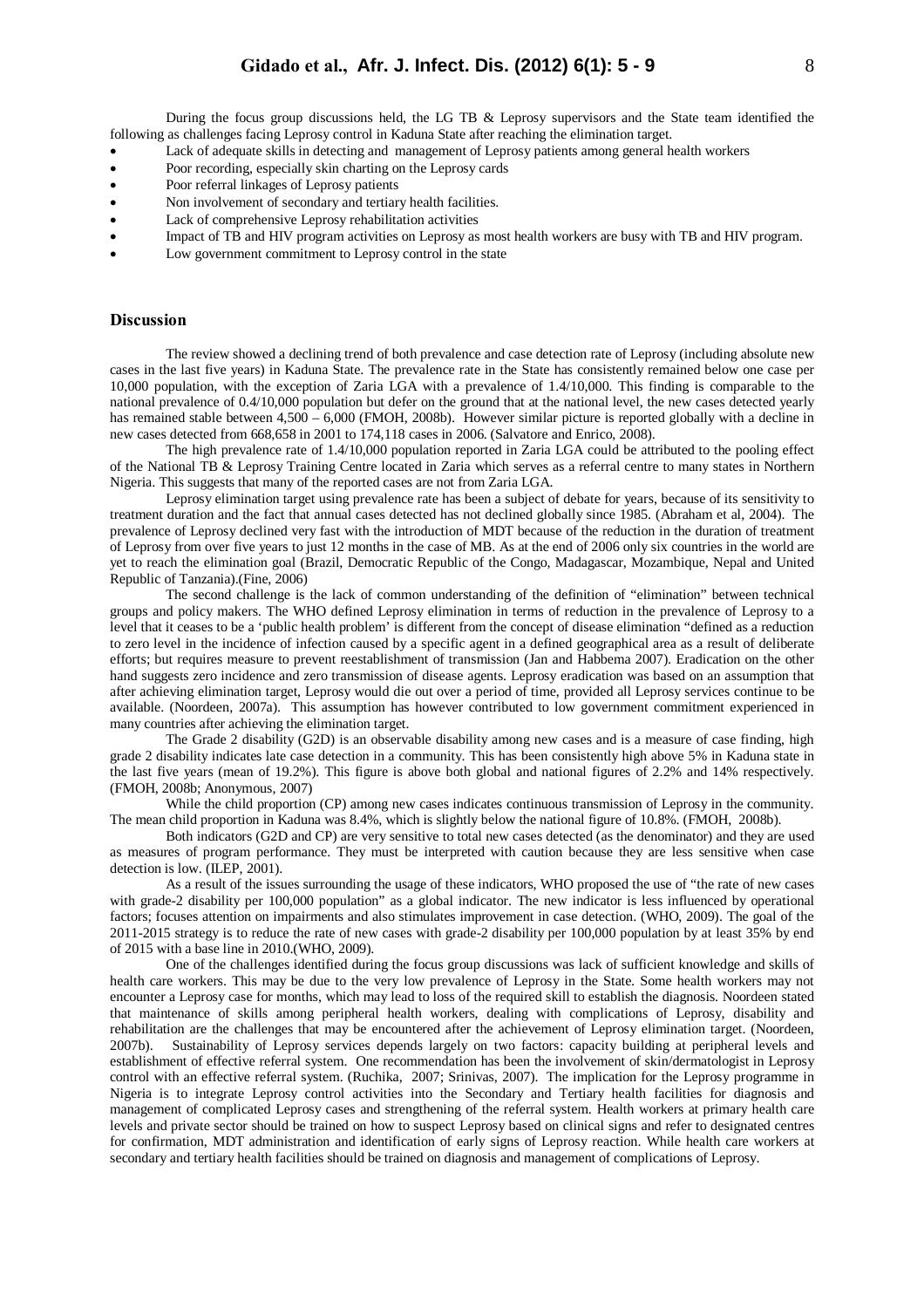During the focus group discussions held, the LG TB & Leprosy supervisors and the State team identified the following as challenges facing Leprosy control in Kaduna State after reaching the elimination target.

- Lack of adequate skills in detecting and management of Leprosy patients among general health workers
- Poor recording, especially skin charting on the Leprosy cards
- Poor referral linkages of Leprosy patients
- Non involvement of secondary and tertiary health facilities.
- Lack of comprehensive Leprosy rehabilitation activities
- Impact of TB and HIV program activities on Leprosy as most health workers are busy with TB and HIV program.
- Low government commitment to Leprosy control in the state

## Discussion

The review showed a declining trend of both prevalence and case detection rate of Leprosy (including absolute new cases in the last five years) in Kaduna State. The prevalence rate in the State has consistently remained below one case per 10,000 population, with the exception of Zaria LGA with a prevalence of 1.4/10,000. This finding is comparable to the national prevalence of 0.4/10,000 population but defer on the ground that at the national level, the new cases detected yearly has remained stable between 4,500 – 6,000 (FMOH, 2008b). However similar picture is reported globally with a decline in new cases detected from 668,658 in 2001 to 174,118 cases in 2006. (Salvatore and Enrico, 2008).

The high prevalence rate of 1.4/10,000 population reported in Zaria LGA could be attributed to the pooling effect of the National TB & Leprosy Training Centre located in Zaria which serves as a referral centre to many states in Northern Nigeria. This suggests that many of the reported cases are not from Zaria LGA.

Leprosy elimination target using prevalence rate has been a subject of debate for years, because of its sensitivity to treatment duration and the fact that annual cases detected has not declined globally since 1985. (Abraham et al, 2004). The prevalence of Leprosy declined very fast with the introduction of MDT because of the reduction in the duration of treatment of Leprosy from over five years to just 12 months in the case of MB. As at the end of 2006 only six countries in the world are yet to reach the elimination goal (Brazil, Democratic Republic of the Congo, Madagascar, Mozambique, Nepal and United Republic of Tanzania).(Fine, 2006)

The second challenge is the lack of common understanding of the definition of "elimination" between technical groups and policy makers. The WHO defined Leprosy elimination in terms of reduction in the prevalence of Leprosy to a level that it ceases to be a 'public health problem' is different from the concept of disease elimination "defined as a reduction to zero level in the incidence of infection caused by a specific agent in a defined geographical area as a result of deliberate efforts; but requires measure to prevent reestablishment of transmission (Jan and Habbema 2007). Eradication on the other hand suggests zero incidence and zero transmission of disease agents. Leprosy eradication was based on an assumption that after achieving elimination target, Leprosy would die out over a period of time, provided all Leprosy services continue to be available. (Noordeen, 2007a). This assumption has however contributed to low government commitment experienced in many countries after achieving the elimination target.

The Grade 2 disability (G2D) is an observable disability among new cases and is a measure of case finding, high grade 2 disability indicates late case detection in a community. This has been consistently high above 5% in Kaduna state in the last five years (mean of 19.2%). This figure is above both global and national figures of 2.2% and 14% respectively. (FMOH, 2008b; Anonymous, 2007)

While the child proportion (CP) among new cases indicates continuous transmission of Leprosy in the community. The mean child proportion in Kaduna was 8.4%, which is slightly below the national figure of 10.8%. (FMOH, 2008b).

Both indicators (G2D and CP) are very sensitive to total new cases detected (as the denominator) and they are used as measures of program performance. They must be interpreted with caution because they are less sensitive when case detection is low. (ILEP, 2001).

As a result of the issues surrounding the usage of these indicators, WHO proposed the use of "the rate of new cases with grade-2 disability per 100,000 population" as a global indicator. The new indicator is less influenced by operational factors; focuses attention on impairments and also stimulates improvement in case detection. (WHO, 2009). The goal of the 2011-2015 strategy is to reduce the rate of new cases with grade-2 disability per 100,000 population by at least 35% by end of 2015 with a base line in 2010.(WHO, 2009).

One of the challenges identified during the focus group discussions was lack of sufficient knowledge and skills of health care workers. This may be due to the very low prevalence of Leprosy in the State. Some health workers may not encounter a Leprosy case for months, which may lead to loss of the required skill to establish the diagnosis. Noordeen stated that maintenance of skills among peripheral health workers, dealing with complications of Leprosy, disability and rehabilitation are the challenges that may be encountered after the achievement of Leprosy elimination target. (Noordeen, 2007b). Sustainability of Leprosy services depends largely on two factors: capacity building at peripheral levels and establishment of effective referral system. One recommendation has been the involvement of skin/dermatologist in Leprosy control with an effective referral system. (Ruchika, 2007; Srinivas, 2007). The implication for the Leprosy programme in Nigeria is to integrate Leprosy control activities into the Secondary and Tertiary health facilities for diagnosis and management of complicated Leprosy cases and strengthening of the referral system. Health workers at primary health care levels and private sector should be trained on how to suspect Leprosy based on clinical signs and refer to designated centres for confirmation, MDT administration and identification of early signs of Leprosy reaction. While health care workers at secondary and tertiary health facilities should be trained on diagnosis and management of complications of Leprosy.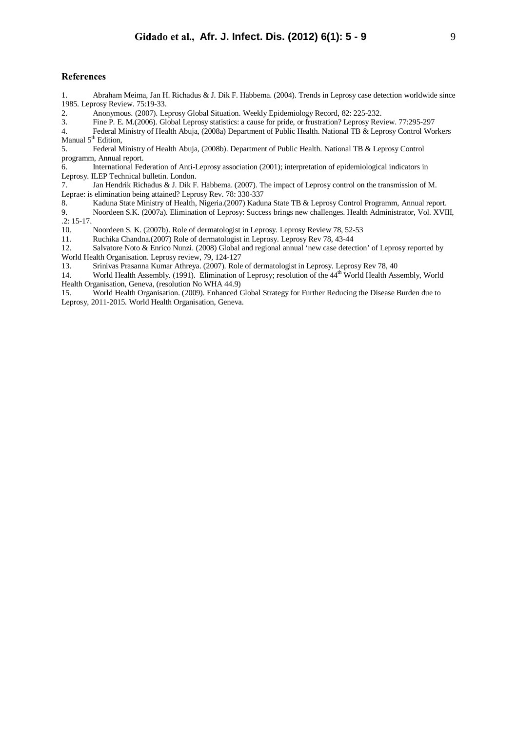## References

1. Abraham Meima, Jan H. Richadus & J. Dik F. Habbema. (2004). Trends in Leprosy case detection worldwide since 1985. Leprosy Review. 75:19-33.
2. Anonymous. (2007). Leprosy Global Situation. Weekly Epidemiology Record, 82: 225-232.
3. Fine P. E. M.(2006). Global Leprosy statistics: a cause for pride, or frustration? Leprosy Review. 77:295-297
4. Federal Ministry of Health Abuja, (2008a) Department of Public Health. National TB & Leprosy Control Workers Manual 5th Edition,
5. Federal Ministry of Health Abuja, (2008b). Department of Public Health. National TB & Leprosy Control programm, Annual report.
6. International Federation of Anti-Leprosy association (2001); interpretation of epidemiological indicators in Leprosy. ILEP Technical bulletin. London.
7. Jan Hendrik Richadus & J. Dik F. Habbema. (2007). The impact of Leprosy control on the transmission of M. Leprae: is elimination being attained? Leprosy Rev. 78: 330-337
8. Kaduna State Ministry of Health, Nigeria.(2007) Kaduna State TB & Leprosy Control Programm, Annual report.
9. Noordeen S.K. (2007a). Elimination of Leprosy: Success brings new challenges. Health Administrator, Vol. XVIII, .2: 15-17.
10. Noordeen S. K. (2007b). Role of dermatologist in Leprosy. Leprosy Review 78, 52-53
11. Ruchika Chandna.(2007) Role of dermatologist in Leprosy. Leprosy Rev 78, 43-44
12. Salvatore Noto & Enrico Nunzi. (2008) Global and regional annual 'new case detection' of Leprosy reported by World Health Organisation. Leprosy review, 79, 124-127
13. Srinivas Prasanna Kumar Athreya. (2007). Role of dermatologist in Leprosy. Leprosy Rev 78, 40
14. World Health Assembly. (1991). Elimination of Leprosy; resolution of the 44th World Health Assembly, World Health Organisation, Geneva, (resolution No WHA 44.9)
15. World Health Organisation. (2009). Enhanced Global Strategy for Further Reducing the Disease Burden due to Leprosy, 2011-2015. World Health Organisation, Geneva.